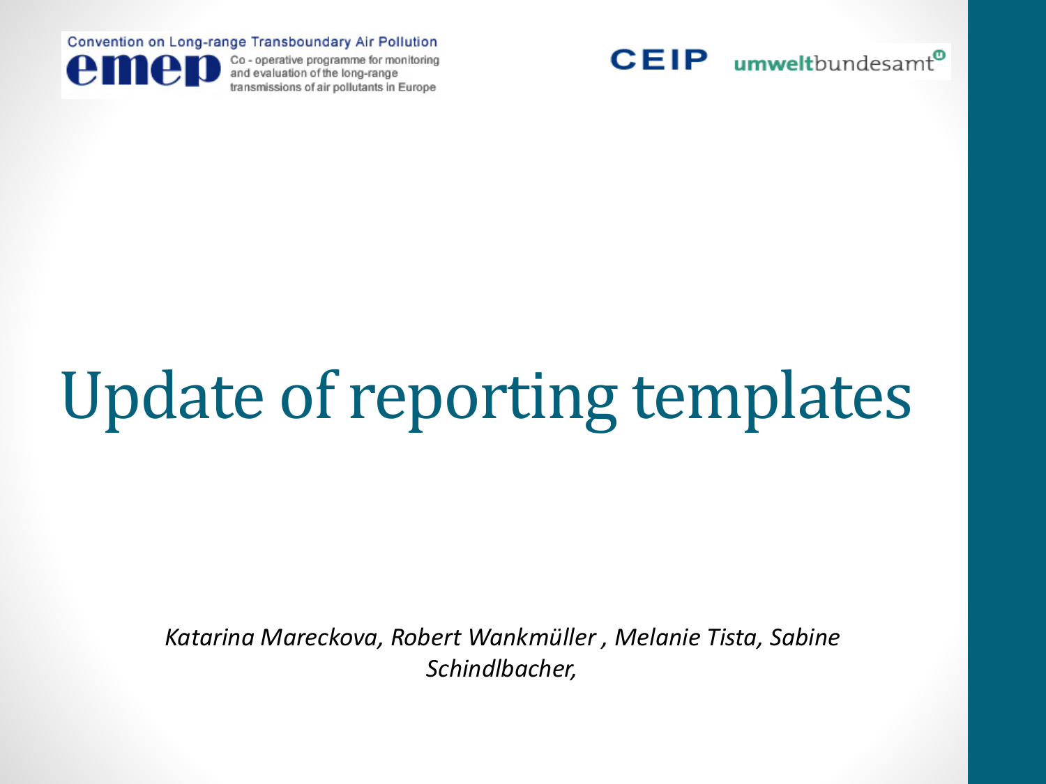Convention on Long-range Transboundary Air Pollution

emep

Co - operative programme for monitoring and evaluation of the long-range transmissions of air pollutants in Europe

CEIP umweltbundesamt

# Update of reporting templates

*Katarina Mareckova, Robert Wankmüller , Melanie Tista, Sabine Schindlbacher,*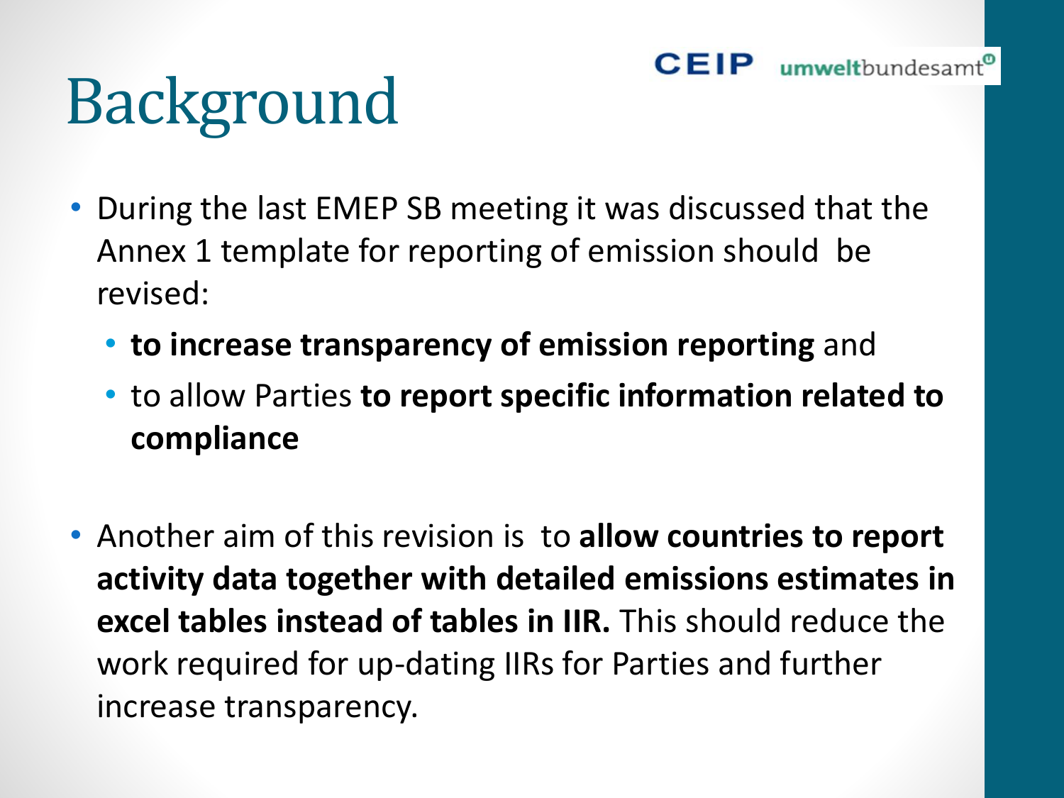# Background

- During the last EMEP SB meeting it was discussed that the Annex 1 template for reporting of emission should be revised:
  - **to increase transparency of emission reporting** and
  - to allow Parties **to report specific information related to compliance**
- Another aim of this revision is to **allow countries to report activity data together with detailed emissions estimates in excel tables instead of tables in IIR.** This should reduce the work required for up-dating IIRs for Parties and further increase transparency.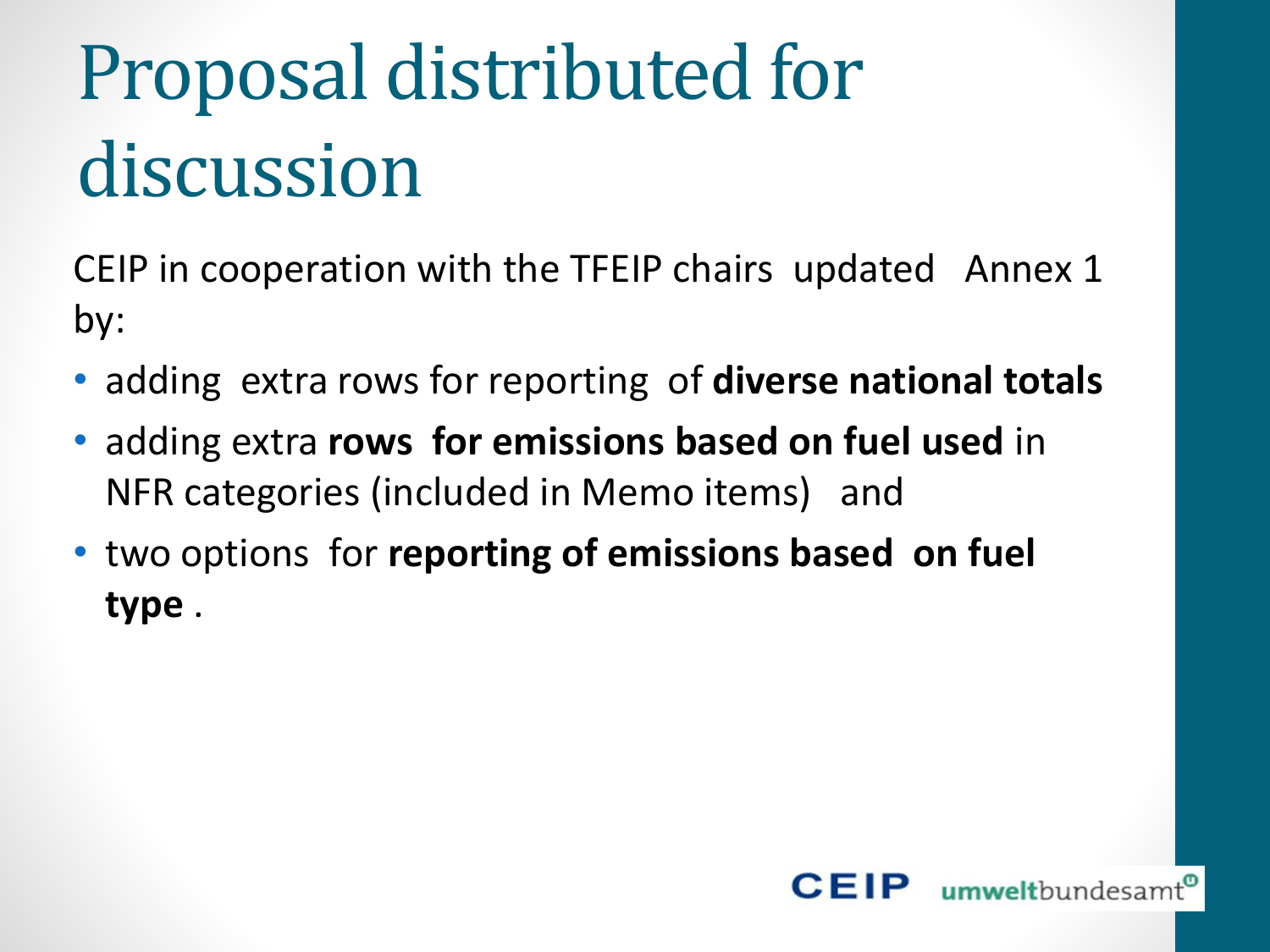# Proposal distributed for discussion

CEIP in cooperation with the TFEIP chairs updated Annex 1 by:

- adding extra rows for reporting of **diverse national totals**
- adding extra **rows for emissions based on fuel used** in NFR categories (included in Memo items) and
- two options for **reporting of emissions based on fuel type** .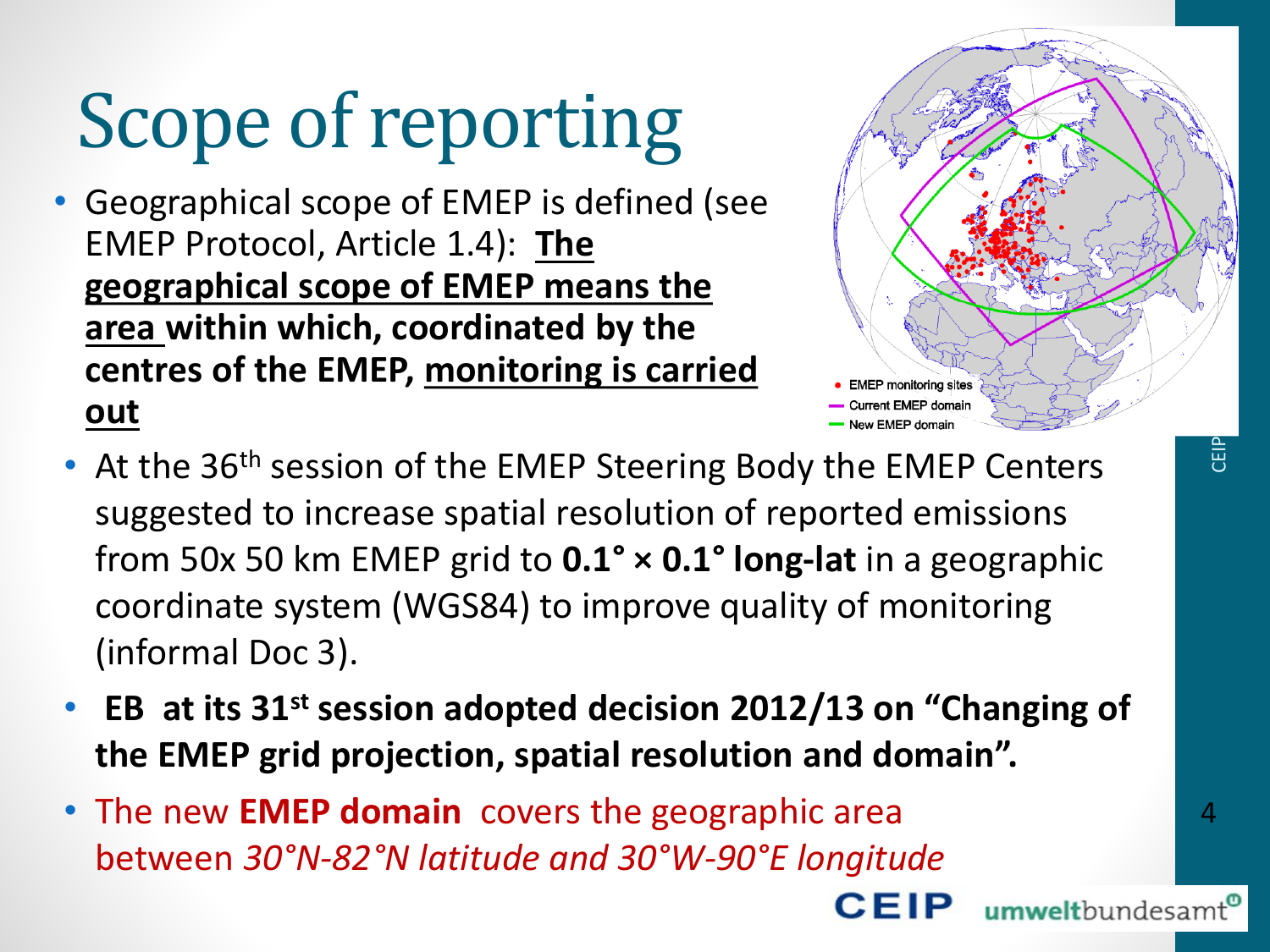# Scope of reporting

- Geographical scope of EMEP is defined (see EMEP Protocol, Article 1.4): **The geographical scope of EMEP means the area within which, coordinated by the centres of the EMEP, monitoring is carried out**

- EMEP monitoring sites
- Current EMEP domain
- New EMEP domain

- At the 36th session of the EMEP Steering Body the EMEP Centers suggested to increase spatial resolution of reported emissions from 50x 50 km EMEP grid to **0.1° × 0.1° long-lat** in a geographic coordinate system (WGS84) to improve quality of monitoring (informal Doc 3).
- **EB at its 31st session adopted decision 2012/13 on "Changing of the EMEP grid projection, spatial resolution and domain".**
- The new **EMEP domain** covers the geographic area between *30°N-82°N latitude and 30°W-90°E longitude*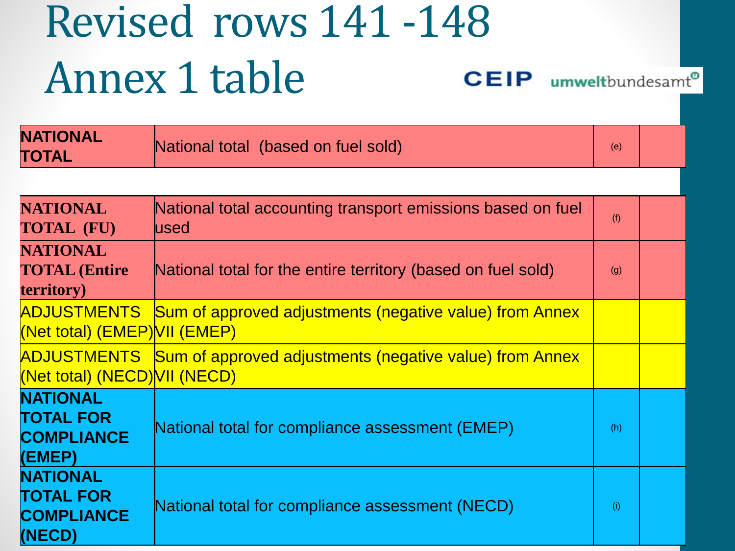# Revised rows 141 -148 Annex 1 table

CEIP umweltbundesamt

| | | | |
|---|---|---|---|
| **NATIONAL TOTAL** | National total (based on fuel sold) | (e) | |

| | | | |
|---|---|---|---|
| **NATIONAL TOTAL (FU)** | National total accounting transport emissions based on fuel used | (f) | |
| **NATIONAL TOTAL (Entire territory)** | National total for the entire territory (based on fuel sold) | (g) | |
| ADJUSTMENTS (Net total) (EMEP) | Sum of approved adjustments (negative value) from Annex VII (EMEP) | | |
| ADJUSTMENTS (Net total) (NECD) | Sum of approved adjustments (negative value) from Annex VII (NECD) | | |
| **NATIONAL TOTAL FOR COMPLIANCE (EMEP)** | National total for compliance assessment (EMEP) | (h) | |
| **NATIONAL TOTAL FOR COMPLIANCE (NECD)** | National total for compliance assessment (NECD) | (i) | |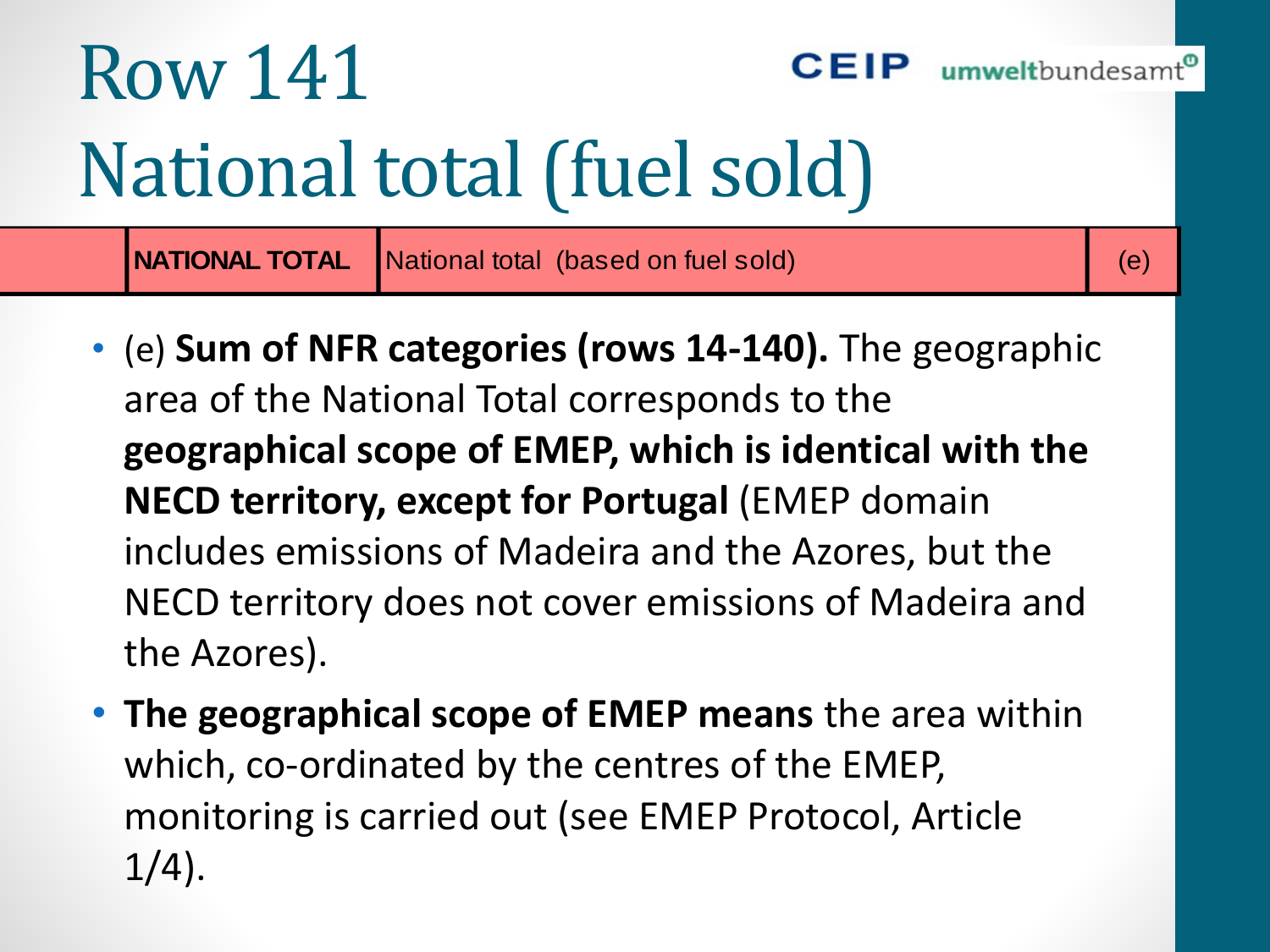# Row 141
# National total (fuel sold)

| | | | |
|---|---|---|---|
| | **NATIONAL TOTAL** | National total (based on fuel sold) | (e) |

- (e) **Sum of NFR categories (rows 14-140).** The geographic area of the National Total corresponds to the **geographical scope of EMEP, which is identical with the NECD territory, except for Portugal** (EMEP domain includes emissions of Madeira and the Azores, but the NECD territory does not cover emissions of Madeira and the Azores).
- **The geographical scope of EMEP means** the area within which, co-ordinated by the centres of the EMEP, monitoring is carried out (see EMEP Protocol, Article 1/4).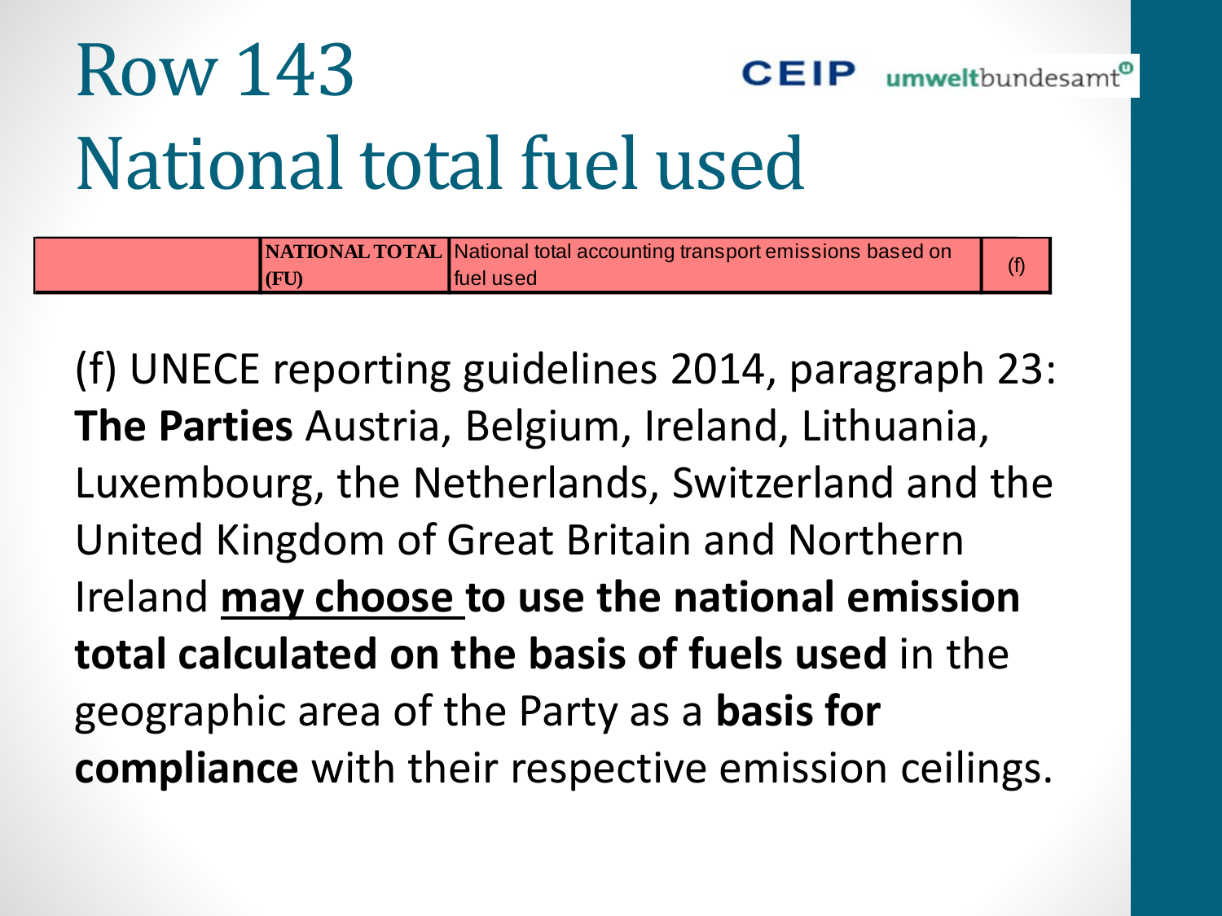# Row 143
# National total fuel used

| | | | |
|---|---|---|---|
| | **NATIONAL TOTAL (FU)** | National total accounting transport emissions based on fuel used | (f) |

(f) UNECE reporting guidelines 2014, paragraph 23: **The Parties** Austria, Belgium, Ireland, Lithuania, Luxembourg, the Netherlands, Switzerland and the United Kingdom of Great Britain and Northern Ireland **may choose to use the national emission total calculated on the basis of fuels used** in the geographic area of the Party as a **basis for compliance** with their respective emission ceilings.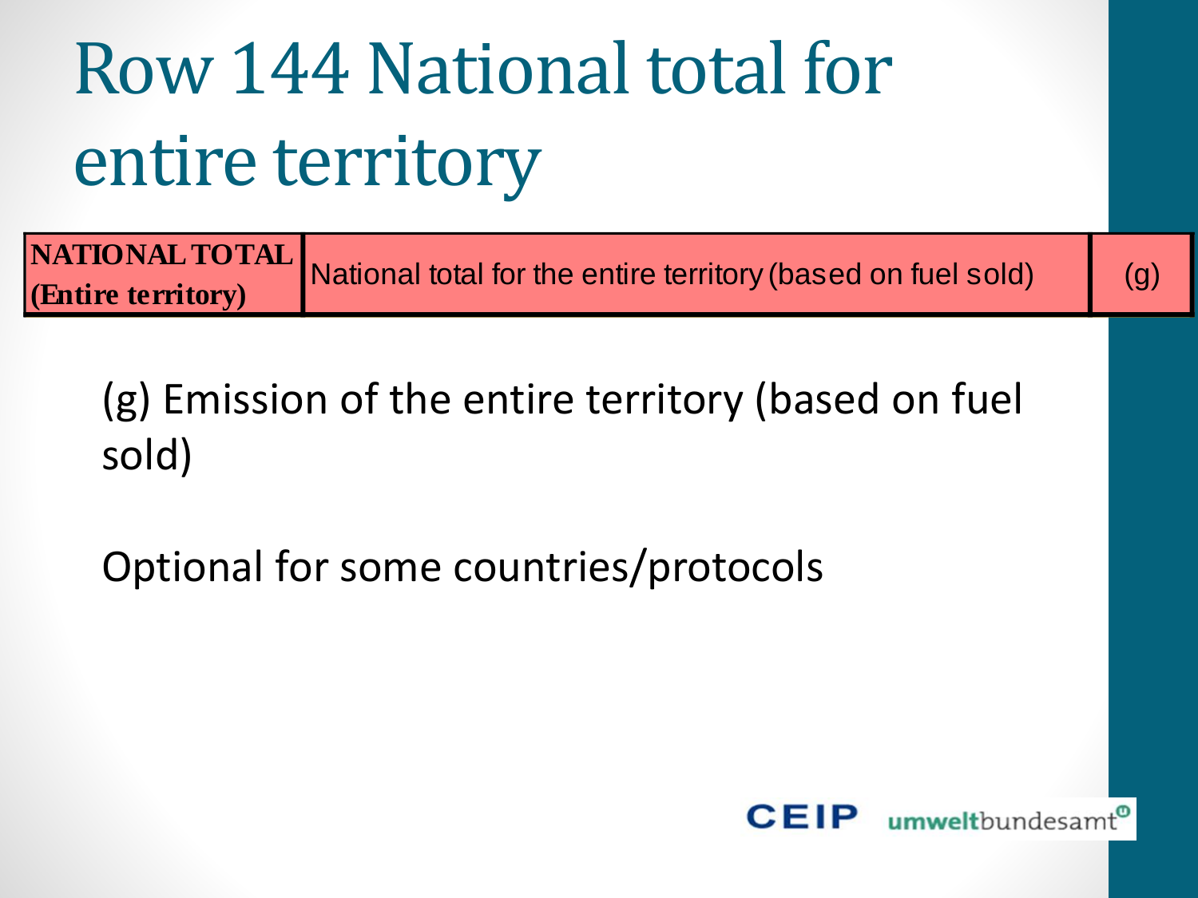# Row 144 National total for entire territory

| NATIONAL TOTAL (Entire territory) | National total for the entire territory (based on fuel sold) | (g) |
|---|---|---|

(g) Emission of the entire territory (based on fuel sold)

Optional for some countries/protocols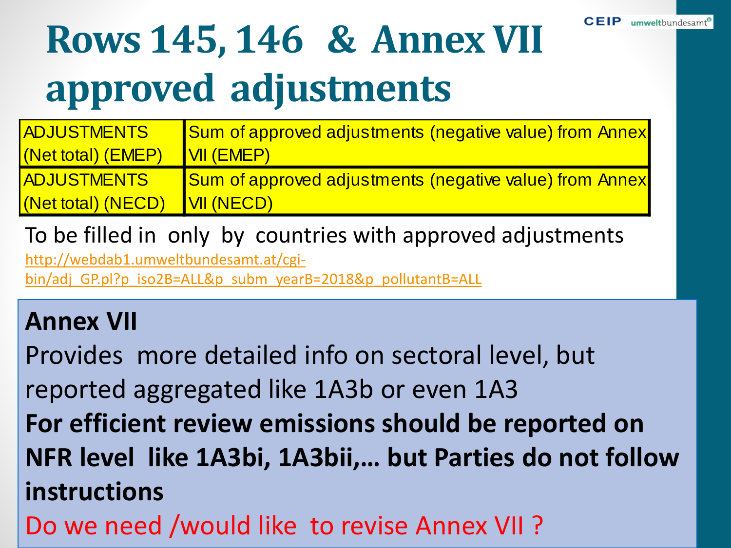# Rows 145, 146 & Annex VII approved adjustments

| ADJUSTMENTS (Net total) (EMEP) | Sum of approved adjustments (negative value) from Annex VII (EMEP) |
|---|---|
| ADJUSTMENTS (Net total) (NECD) | Sum of approved adjustments (negative value) from Annex VII (NECD) |

To be filled in only by countries with approved adjustments

http://webdab1.umweltbundesamt.at/cgi-bin/adj_GP.pl?p_iso2B=ALL&p_subm_yearB=2018&p_pollutantB=ALL

**Annex VII**

Provides more detailed info on sectoral level, but reported aggregated like 1A3b or even 1A3

**For efficient review emissions should be reported on NFR level like 1A3bi, 1A3bii,… but Parties do not follow instructions**

Do we need /would like to revise Annex VII ?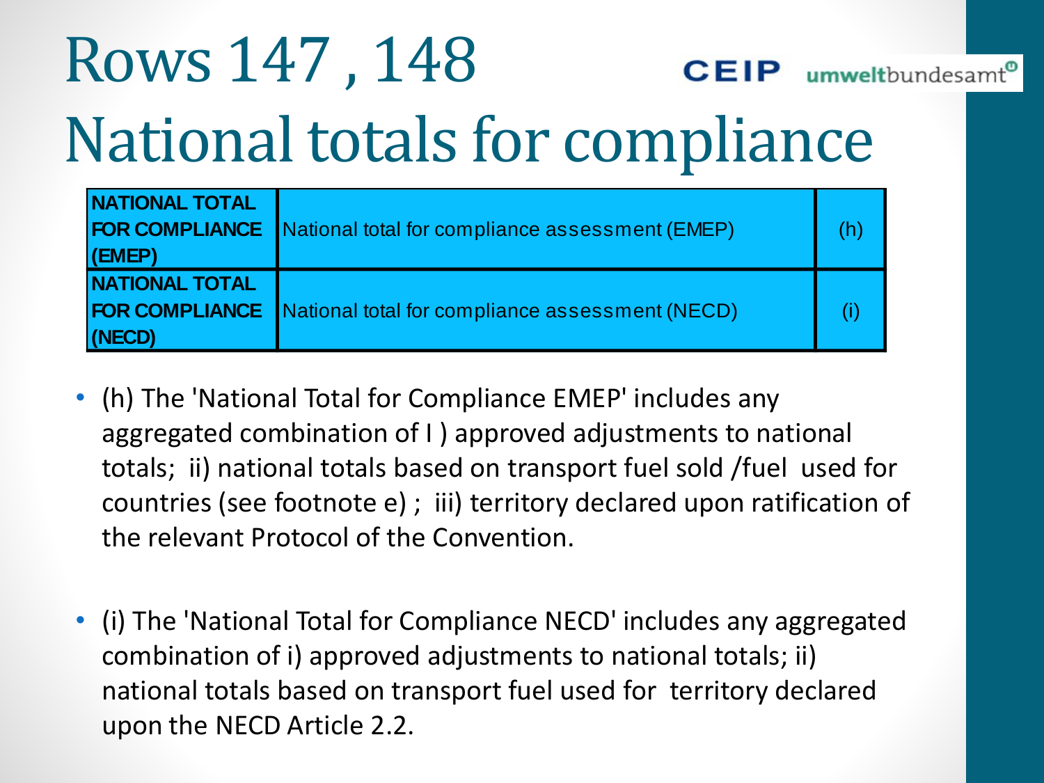# Rows 147 , 148
# National totals for compliance

| | | |
|---|---|---|
| **NATIONAL TOTAL FOR COMPLIANCE (EMEP)** | National total for compliance assessment (EMEP) | (h) |
| **NATIONAL TOTAL FOR COMPLIANCE (NECD)** | National total for compliance assessment (NECD) | (i) |

- (h) The 'National Total for Compliance EMEP' includes any aggregated combination of I ) approved adjustments to national totals; ii) national totals based on transport fuel sold /fuel used for countries (see footnote e) ; iii) territory declared upon ratification of the relevant Protocol of the Convention.

- (i) The 'National Total for Compliance NECD' includes any aggregated combination of i) approved adjustments to national totals; ii) national totals based on transport fuel used for territory declared upon the NECD Article 2.2.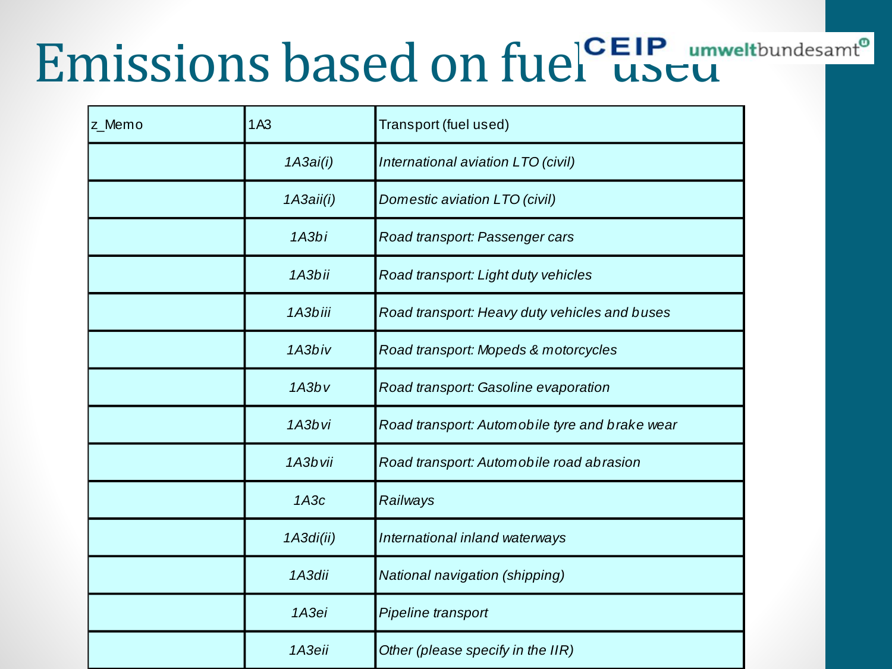# Emissions based on fuel used

| z_Memo | 1A3 | Transport (fuel used) |
|---|---|---|
| | *1A3ai(i)* | *International aviation LTO (civil)* |
| | *1A3aii(i)* | *Domestic aviation LTO (civil)* |
| | *1A3bi* | *Road transport: Passenger cars* |
| | *1A3bii* | *Road transport: Light duty vehicles* |
| | *1A3biii* | *Road transport: Heavy duty vehicles and buses* |
| | *1A3biv* | *Road transport: Mopeds & motorcycles* |
| | *1A3bv* | *Road transport: Gasoline evaporation* |
| | *1A3bvi* | *Road transport: Automobile tyre and brake wear* |
| | *1A3bvii* | *Road transport: Automobile road abrasion* |
| | *1A3c* | *Railways* |
| | *1A3di(ii)* | *International inland waterways* |
| | *1A3dii* | *National navigation (shipping)* |
| | *1A3ei* | *Pipeline transport* |
| | *1A3eii* | *Other (please specify in the IIR)* |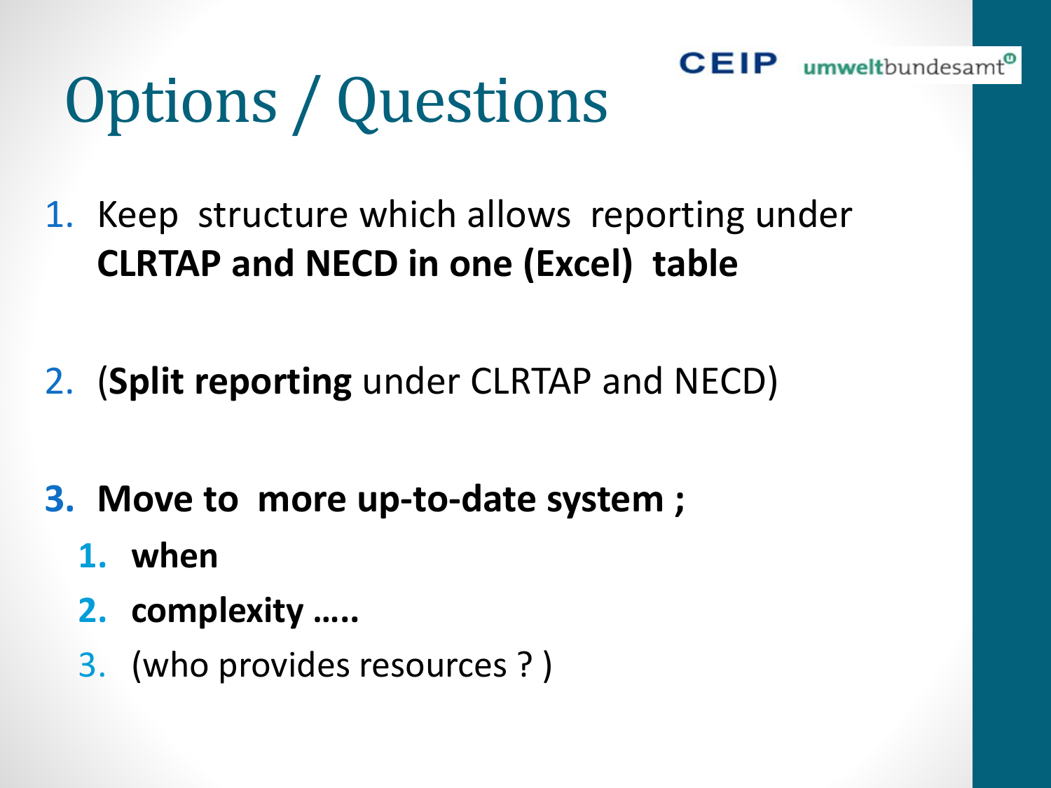# Options / Questions

1. Keep structure which allows reporting under **CLRTAP and NECD in one (Excel) table**

2. (**Split reporting** under CLRTAP and NECD)

3. **Move to more up-to-date system ;**
   1. **when**
   2. **complexity …..**
   3. (who provides resources ? )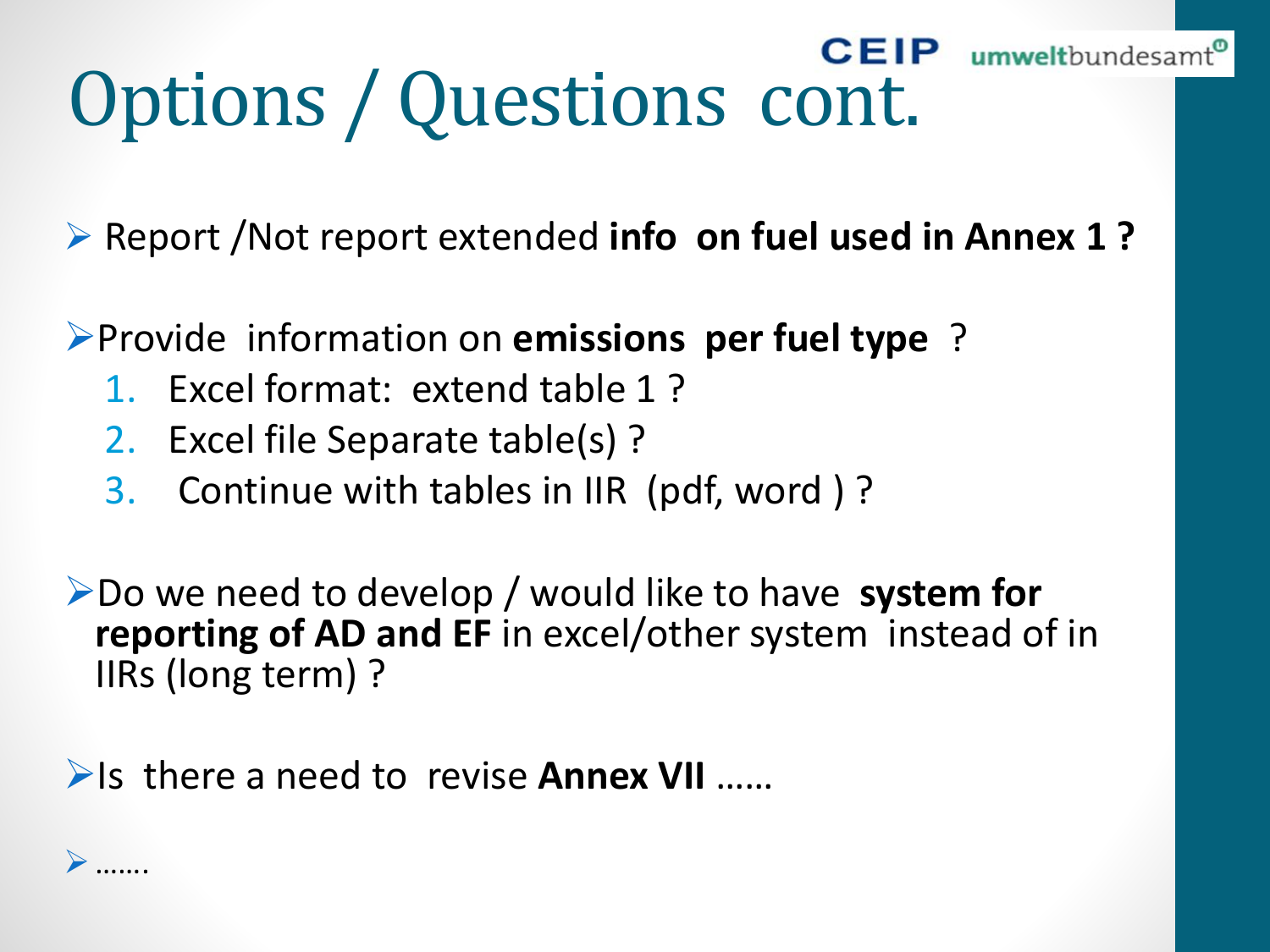# Options / Questions cont.

- Report /Not report extended **info on fuel used in Annex 1 ?**

- Provide information on **emissions per fuel type** ?
  1. Excel format: extend table 1 ?
  2. Excel file Separate table(s) ?
  3. Continue with tables in IIR (pdf, word ) ?

- Do we need to develop / would like to have **system for reporting of AD and EF** in excel/other system instead of in IIRs (long term) ?

- Is there a need to revise **Annex VII** ……

- …….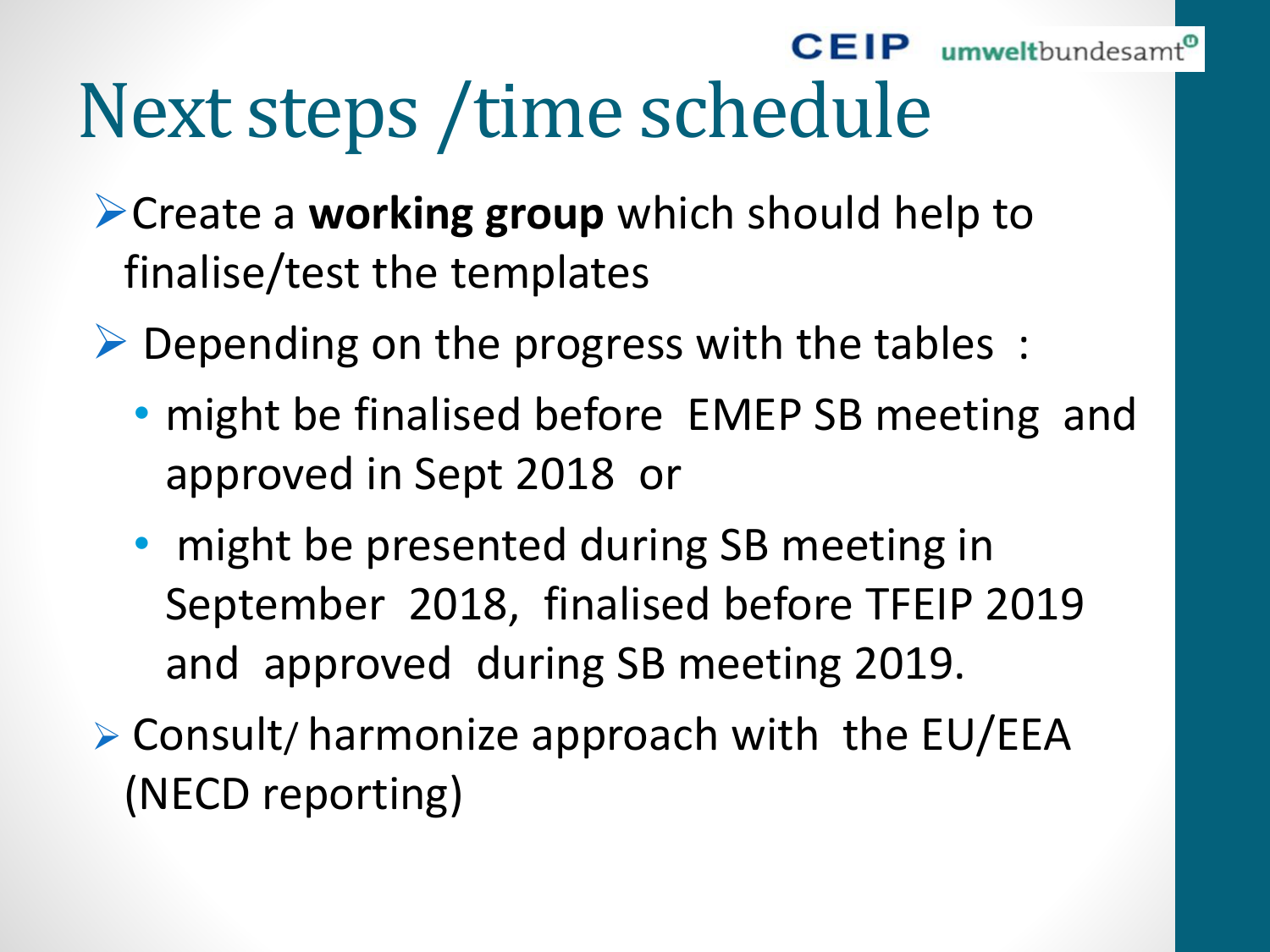# Next steps /time schedule

- Create a **working group** which should help to finalise/test the templates
- Depending on the progress with the tables :
  - might be finalised before EMEP SB meeting and approved in Sept 2018 or
  - might be presented during SB meeting in September 2018, finalised before TFEIP 2019 and approved during SB meeting 2019.
- Consult/ harmonize approach with the EU/EEA (NECD reporting)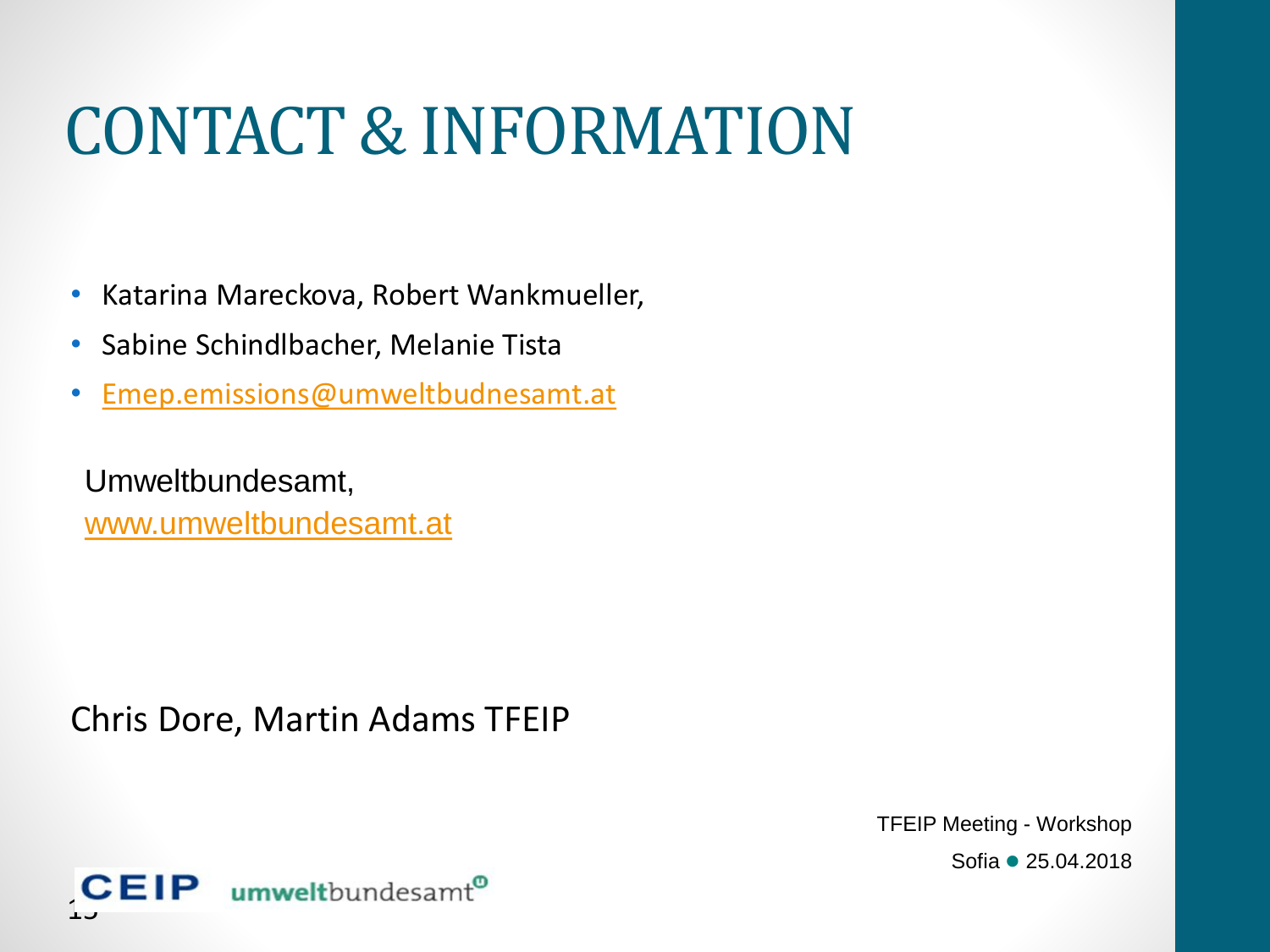# CONTACT & INFORMATION

- Katarina Mareckova, Robert Wankmueller,
- Sabine Schindlbacher, Melanie Tista
- Emep.emissions@umweltbudnesamt.at

Umweltbundesamt,
www.umweltbundesamt.at

Chris Dore, Martin Adams TFEIP

TFEIP Meeting - Workshop
Sofia ● 25.04.2018

CEIP umweltbundesamt